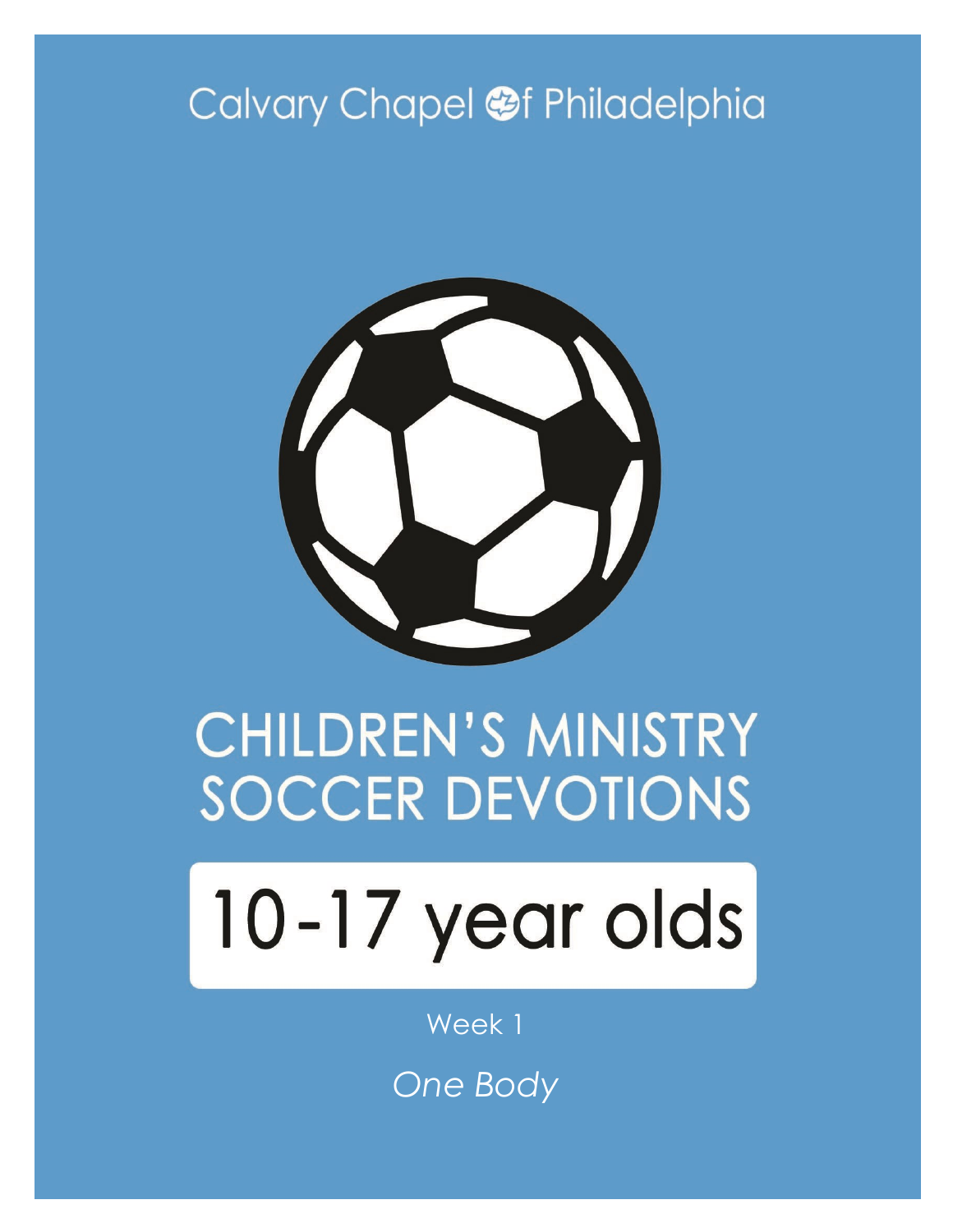Calvary Chapel of Philadelphia

# CHILDREN'S MINISTRY SOCCER DEVOTIONS

## 10-17 year olds

Week 1

*One Body*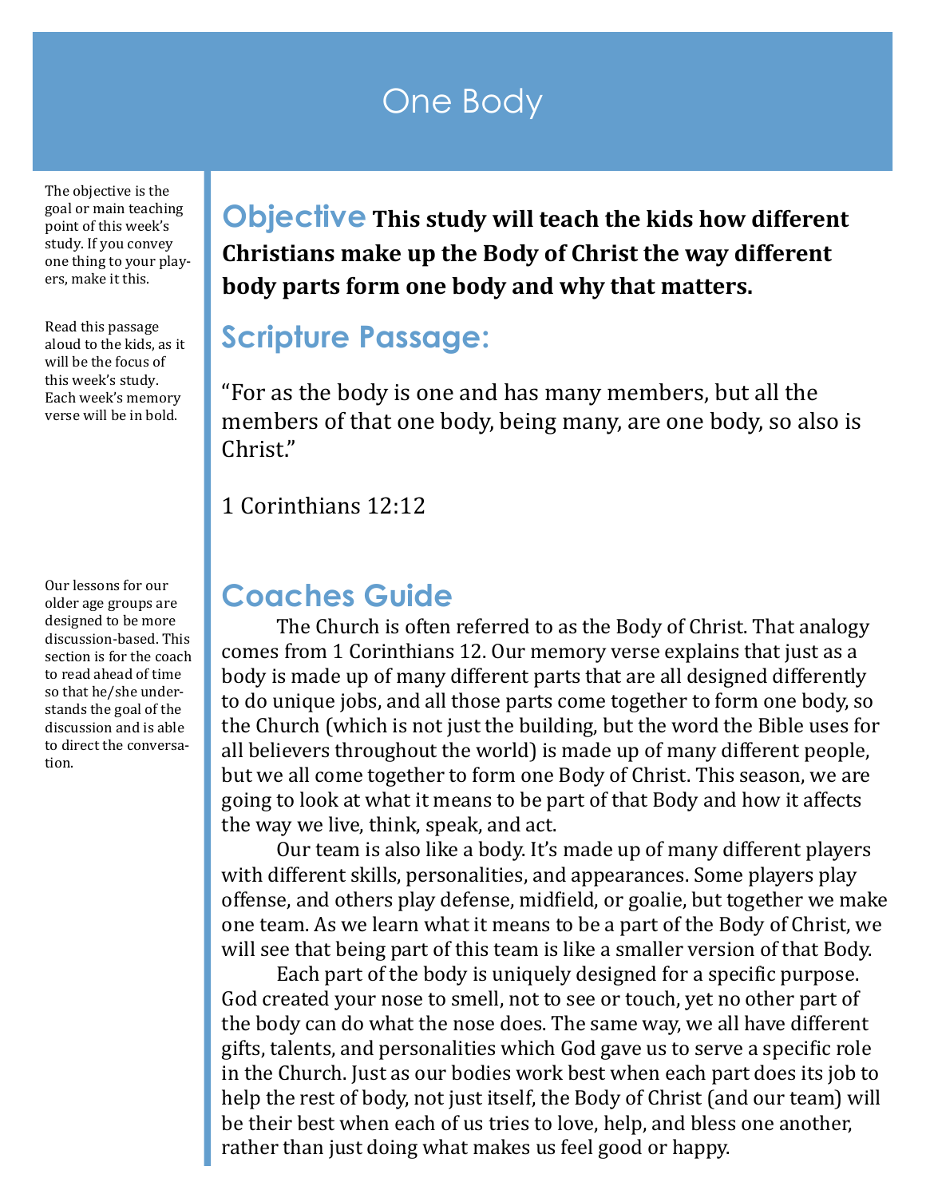# One Body

The objective is the goal or main teaching point of this week's study. If you convey one thing to your players, make it this.

## Objective **This study will teach the kids how different Christians make up the Body of Christ the way different body parts form one body and why that matters.**

Read this passage aloud to the kids, as it will be the focus of this week's study. Each week's memory verse will be in bold.

## Scripture Passage:

"For as the body is one and has many members, but all the members of that one body, being many, are one body, so also is Christ."

1 Corinthians 12:12

Our lessons for our older age groups are designed to be more discussion-based. This section is for the coach to read ahead of time so that he/she understands the goal of the discussion and is able to direct the conversation.

## Coaches Guide

The Church is often referred to as the Body of Christ. That analogy comes from 1 Corinthians 12. Our memory verse explains that just as a body is made up of many different parts that are all designed differently to do unique jobs, and all those parts come together to form one body, so the Church (which is not just the building, but the word the Bible uses for all believers throughout the world) is made up of many different people, but we all come together to form one Body of Christ. This season, we are going to look at what it means to be part of that Body and how it affects the way we live, think, speak, and act.

Our team is also like a body. It's made up of many different players with different skills, personalities, and appearances. Some players play offense, and others play defense, midfield, or goalie, but together we make one team. As we learn what it means to be a part of the Body of Christ, we will see that being part of this team is like a smaller version of that Body.

Each part of the body is uniquely designed for a specific purpose. God created your nose to smell, not to see or touch, yet no other part of the body can do what the nose does. The same way, we all have different gifts, talents, and personalities which God gave us to serve a specific role in the Church. Just as our bodies work best when each part does its job to help the rest of body, not just itself, the Body of Christ (and our team) will be their best when each of us tries to love, help, and bless one another, rather than just doing what makes us feel good or happy.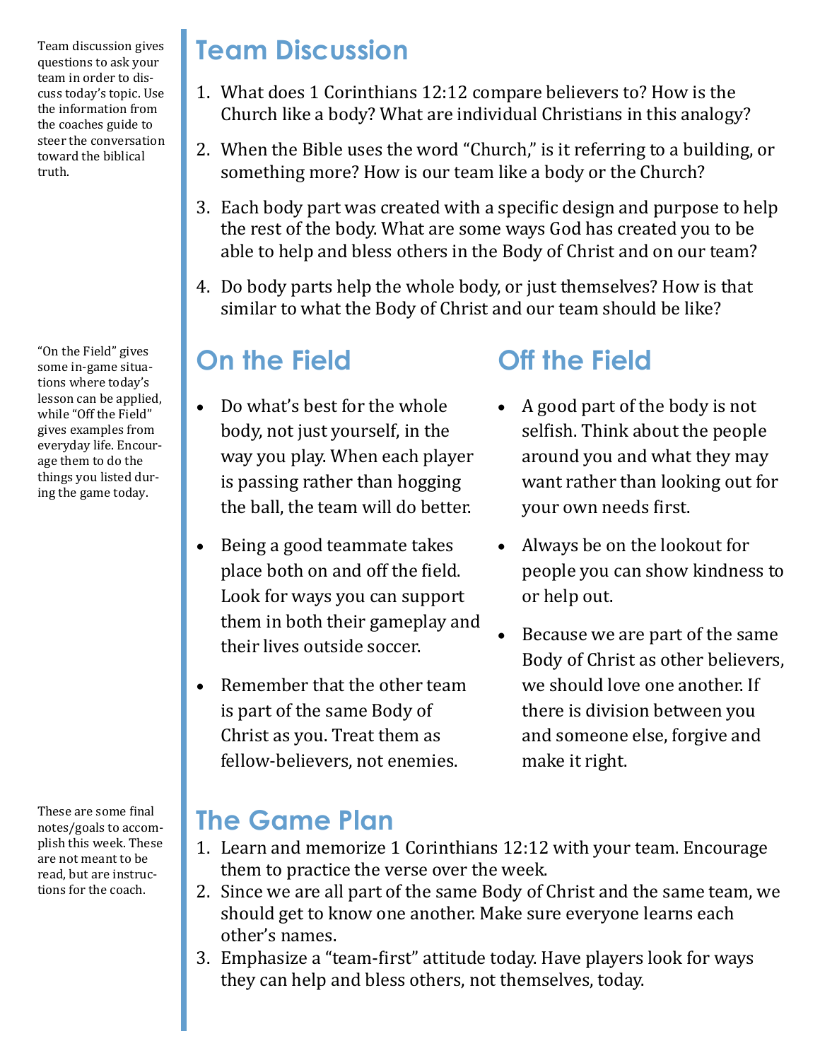Team discussion gives questions to ask your team in order to discuss today's topic. Use the information from the coaches guide to steer the conversation toward the biblical truth.

## Team Discussion

1. What does 1 Corinthians 12:12 compare believers to? How is the Church like a body? What are individual Christians in this analogy?
2. When the Bible uses the word "Church," is it referring to a building, or something more? How is our team like a body or the Church?
3. Each body part was created with a specific design and purpose to help the rest of the body. What are some ways God has created you to be able to help and bless others in the Body of Christ and on our team?
4. Do body parts help the whole body, or just themselves? How is that similar to what the Body of Christ and our team should be like?

"On the Field" gives some in-game situations where today's lesson can be applied, while "Off the Field" gives examples from everyday life. Encourage them to do the things you listed during the game today.

## On the Field

- Do what's best for the whole body, not just yourself, in the way you play. When each player is passing rather than hogging the ball, the team will do better.
- Being a good teammate takes place both on and off the field. Look for ways you can support them in both their gameplay and their lives outside soccer.
- Remember that the other team is part of the same Body of Christ as you. Treat them as fellow-believers, not enemies.

## Off the Field

- A good part of the body is not selfish. Think about the people around you and what they may want rather than looking out for your own needs first.
- Always be on the lookout for people you can show kindness to or help out.
- Because we are part of the same Body of Christ as other believers, we should love one another. If there is division between you and someone else, forgive and make it right.

These are some final notes/goals to accomplish this week. These are not meant to be read, but are instructions for the coach.

## The Game Plan

1. Learn and memorize 1 Corinthians 12:12 with your team. Encourage them to practice the verse over the week.
2. Since we are all part of the same Body of Christ and the same team, we should get to know one another. Make sure everyone learns each other's names.
3. Emphasize a "team-first" attitude today. Have players look for ways they can help and bless others, not themselves, today.